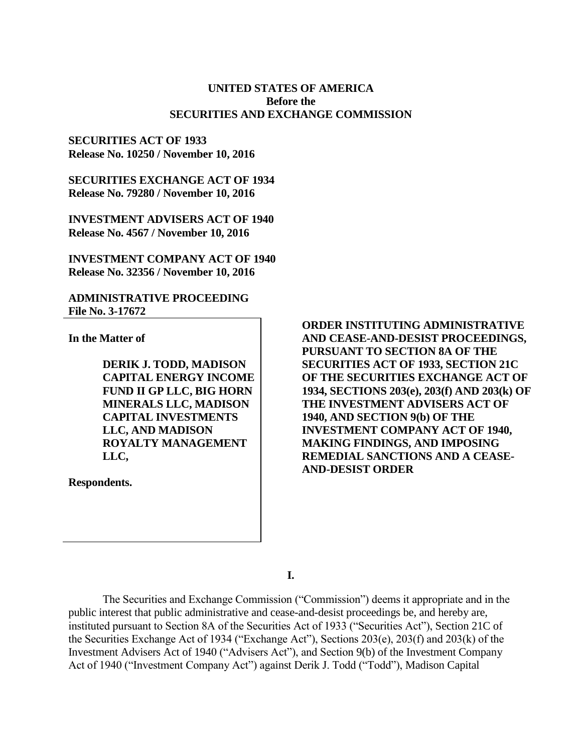**UNITED STATES OF AMERICA**
**Before the**
**SECURITIES AND EXCHANGE COMMISSION**

**SECURITIES ACT OF 1933**
**Release No. 10250 / November 10, 2016**

**SECURITIES EXCHANGE ACT OF 1934**
**Release No. 79280 / November 10, 2016**

**INVESTMENT ADVISERS ACT OF 1940**
**Release No. 4567 / November 10, 2016**

**INVESTMENT COMPANY ACT OF 1940**
**Release No. 32356 / November 10, 2016**

**ADMINISTRATIVE PROCEEDING**
**File No. 3-17672**

**In the Matter of**

**DERIK J. TODD, MADISON CAPITAL ENERGY INCOME FUND II GP LLC, BIG HORN MINERALS LLC, MADISON CAPITAL INVESTMENTS LLC, AND MADISON ROYALTY MANAGEMENT LLC,**

**Respondents.**

**ORDER INSTITUTING ADMINISTRATIVE AND CEASE-AND-DESIST PROCEEDINGS, PURSUANT TO SECTION 8A OF THE SECURITIES ACT OF 1933, SECTION 21C OF THE SECURITIES EXCHANGE ACT OF 1934, SECTIONS 203(e), 203(f) AND 203(k) OF THE INVESTMENT ADVISERS ACT OF 1940, AND SECTION 9(b) OF THE INVESTMENT COMPANY ACT OF 1940, MAKING FINDINGS, AND IMPOSING REMEDIAL SANCTIONS AND A CEASE-AND-DESIST ORDER**

**I.**

The Securities and Exchange Commission ("Commission") deems it appropriate and in the public interest that public administrative and cease-and-desist proceedings be, and hereby are, instituted pursuant to Section 8A of the Securities Act of 1933 ("Securities Act"), Section 21C of the Securities Exchange Act of 1934 ("Exchange Act"), Sections 203(e), 203(f) and 203(k) of the Investment Advisers Act of 1940 ("Advisers Act"), and Section 9(b) of the Investment Company Act of 1940 ("Investment Company Act") against Derik J. Todd ("Todd"), Madison Capital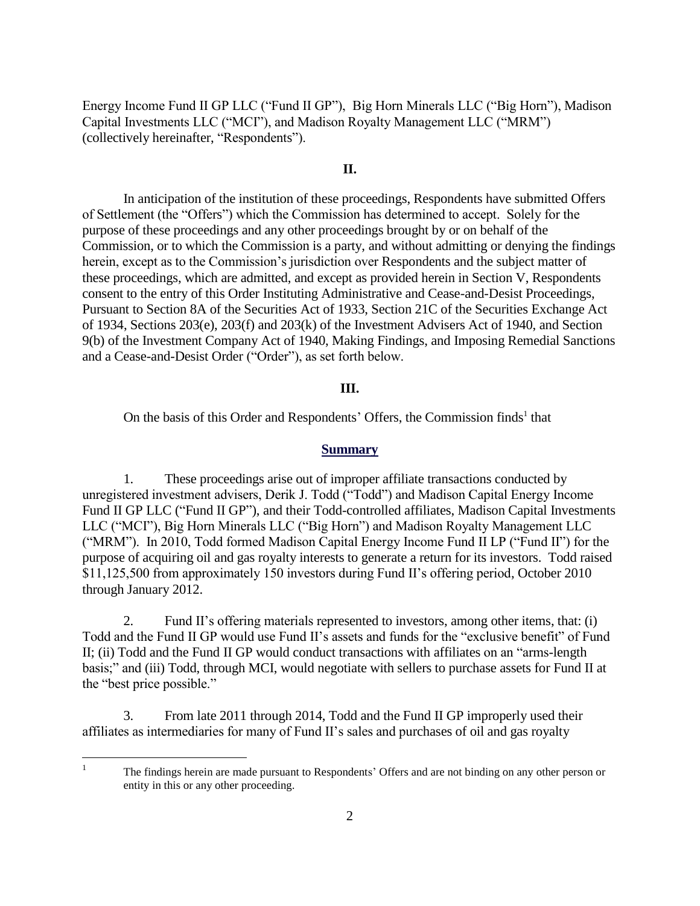Energy Income Fund II GP LLC ("Fund II GP"), Big Horn Minerals LLC ("Big Horn"), Madison Capital Investments LLC ("MCI"), and Madison Royalty Management LLC ("MRM") (collectively hereinafter, "Respondents").

## II.

In anticipation of the institution of these proceedings, Respondents have submitted Offers of Settlement (the "Offers") which the Commission has determined to accept. Solely for the purpose of these proceedings and any other proceedings brought by or on behalf of the Commission, or to which the Commission is a party, and without admitting or denying the findings herein, except as to the Commission's jurisdiction over Respondents and the subject matter of these proceedings, which are admitted, and except as provided herein in Section V, Respondents consent to the entry of this Order Instituting Administrative and Cease-and-Desist Proceedings, Pursuant to Section 8A of the Securities Act of 1933, Section 21C of the Securities Exchange Act of 1934, Sections 203(e), 203(f) and 203(k) of the Investment Advisers Act of 1940, and Section 9(b) of the Investment Company Act of 1940, Making Findings, and Imposing Remedial Sanctions and a Cease-and-Desist Order ("Order"), as set forth below.

## III.

On the basis of this Order and Respondents' Offers, the Commission finds[1] that

### Summary

1. These proceedings arise out of improper affiliate transactions conducted by unregistered investment advisers, Derik J. Todd ("Todd") and Madison Capital Energy Income Fund II GP LLC ("Fund II GP"), and their Todd-controlled affiliates, Madison Capital Investments LLC ("MCI"), Big Horn Minerals LLC ("Big Horn") and Madison Royalty Management LLC ("MRM"). In 2010, Todd formed Madison Capital Energy Income Fund II LP ("Fund II") for the purpose of acquiring oil and gas royalty interests to generate a return for its investors. Todd raised $11,125,500 from approximately 150 investors during Fund II's offering period, October 2010 through January 2012.

2. Fund II's offering materials represented to investors, among other items, that: (i) Todd and the Fund II GP would use Fund II's assets and funds for the "exclusive benefit" of Fund II; (ii) Todd and the Fund II GP would conduct transactions with affiliates on an "arms-length basis;" and (iii) Todd, through MCI, would negotiate with sellers to purchase assets for Fund II at the "best price possible."

3. From late 2011 through 2014, Todd and the Fund II GP improperly used their affiliates as intermediaries for many of Fund II's sales and purchases of oil and gas royalty

[1] The findings herein are made pursuant to Respondents' Offers and are not binding on any other person or entity in this or any other proceeding.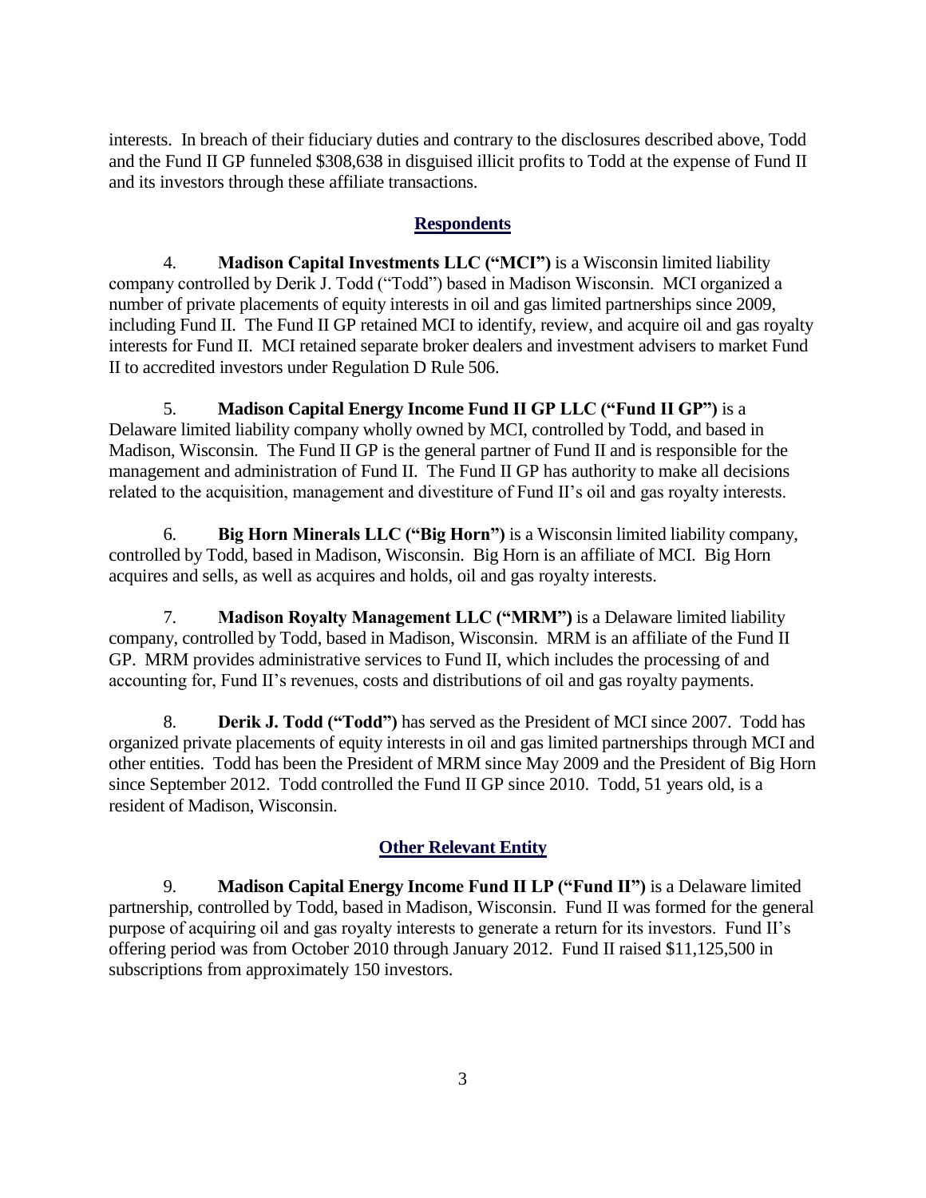interests. In breach of their fiduciary duties and contrary to the disclosures described above, Todd and the Fund II GP funneled $308,638 in disguised illicit profits to Todd at the expense of Fund II and its investors through these affiliate transactions.

## Respondents

4. **Madison Capital Investments LLC ("MCI")** is a Wisconsin limited liability company controlled by Derik J. Todd ("Todd") based in Madison Wisconsin. MCI organized a number of private placements of equity interests in oil and gas limited partnerships since 2009, including Fund II. The Fund II GP retained MCI to identify, review, and acquire oil and gas royalty interests for Fund II. MCI retained separate broker dealers and investment advisers to market Fund II to accredited investors under Regulation D Rule 506.

5. **Madison Capital Energy Income Fund II GP LLC ("Fund II GP")** is a Delaware limited liability company wholly owned by MCI, controlled by Todd, and based in Madison, Wisconsin. The Fund II GP is the general partner of Fund II and is responsible for the management and administration of Fund II. The Fund II GP has authority to make all decisions related to the acquisition, management and divestiture of Fund II's oil and gas royalty interests.

6. **Big Horn Minerals LLC ("Big Horn")** is a Wisconsin limited liability company, controlled by Todd, based in Madison, Wisconsin. Big Horn is an affiliate of MCI. Big Horn acquires and sells, as well as acquires and holds, oil and gas royalty interests.

7. **Madison Royalty Management LLC ("MRM")** is a Delaware limited liability company, controlled by Todd, based in Madison, Wisconsin. MRM is an affiliate of the Fund II GP. MRM provides administrative services to Fund II, which includes the processing of and accounting for, Fund II's revenues, costs and distributions of oil and gas royalty payments.

8. **Derik J. Todd ("Todd")** has served as the President of MCI since 2007. Todd has organized private placements of equity interests in oil and gas limited partnerships through MCI and other entities. Todd has been the President of MRM since May 2009 and the President of Big Horn since September 2012. Todd controlled the Fund II GP since 2010. Todd, 51 years old, is a resident of Madison, Wisconsin.

## Other Relevant Entity

9. **Madison Capital Energy Income Fund II LP ("Fund II")** is a Delaware limited partnership, controlled by Todd, based in Madison, Wisconsin. Fund II was formed for the general purpose of acquiring oil and gas royalty interests to generate a return for its investors. Fund II's offering period was from October 2010 through January 2012. Fund II raised $11,125,500 in subscriptions from approximately 150 investors.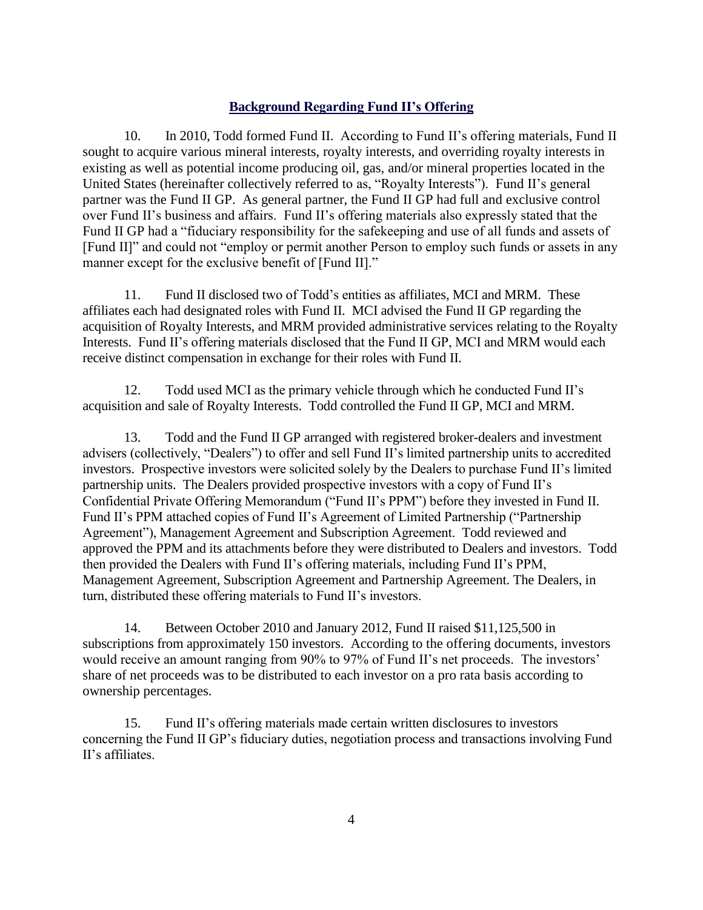## Background Regarding Fund II's Offering

10. In 2010, Todd formed Fund II. According to Fund II's offering materials, Fund II sought to acquire various mineral interests, royalty interests, and overriding royalty interests in existing as well as potential income producing oil, gas, and/or mineral properties located in the United States (hereinafter collectively referred to as, "Royalty Interests"). Fund II's general partner was the Fund II GP. As general partner, the Fund II GP had full and exclusive control over Fund II's business and affairs. Fund II's offering materials also expressly stated that the Fund II GP had a "fiduciary responsibility for the safekeeping and use of all funds and assets of [Fund II]" and could not "employ or permit another Person to employ such funds or assets in any manner except for the exclusive benefit of [Fund II]."

11. Fund II disclosed two of Todd's entities as affiliates, MCI and MRM. These affiliates each had designated roles with Fund II. MCI advised the Fund II GP regarding the acquisition of Royalty Interests, and MRM provided administrative services relating to the Royalty Interests. Fund II's offering materials disclosed that the Fund II GP, MCI and MRM would each receive distinct compensation in exchange for their roles with Fund II.

12. Todd used MCI as the primary vehicle through which he conducted Fund II's acquisition and sale of Royalty Interests. Todd controlled the Fund II GP, MCI and MRM.

13. Todd and the Fund II GP arranged with registered broker-dealers and investment advisers (collectively, "Dealers") to offer and sell Fund II's limited partnership units to accredited investors. Prospective investors were solicited solely by the Dealers to purchase Fund II's limited partnership units. The Dealers provided prospective investors with a copy of Fund II's Confidential Private Offering Memorandum ("Fund II's PPM") before they invested in Fund II. Fund II's PPM attached copies of Fund II's Agreement of Limited Partnership ("Partnership Agreement"), Management Agreement and Subscription Agreement. Todd reviewed and approved the PPM and its attachments before they were distributed to Dealers and investors. Todd then provided the Dealers with Fund II's offering materials, including Fund II's PPM, Management Agreement, Subscription Agreement and Partnership Agreement. The Dealers, in turn, distributed these offering materials to Fund II's investors.

14. Between October 2010 and January 2012, Fund II raised $11,125,500 in subscriptions from approximately 150 investors. According to the offering documents, investors would receive an amount ranging from 90% to 97% of Fund II's net proceeds. The investors' share of net proceeds was to be distributed to each investor on a pro rata basis according to ownership percentages.

15. Fund II's offering materials made certain written disclosures to investors concerning the Fund II GP's fiduciary duties, negotiation process and transactions involving Fund II's affiliates.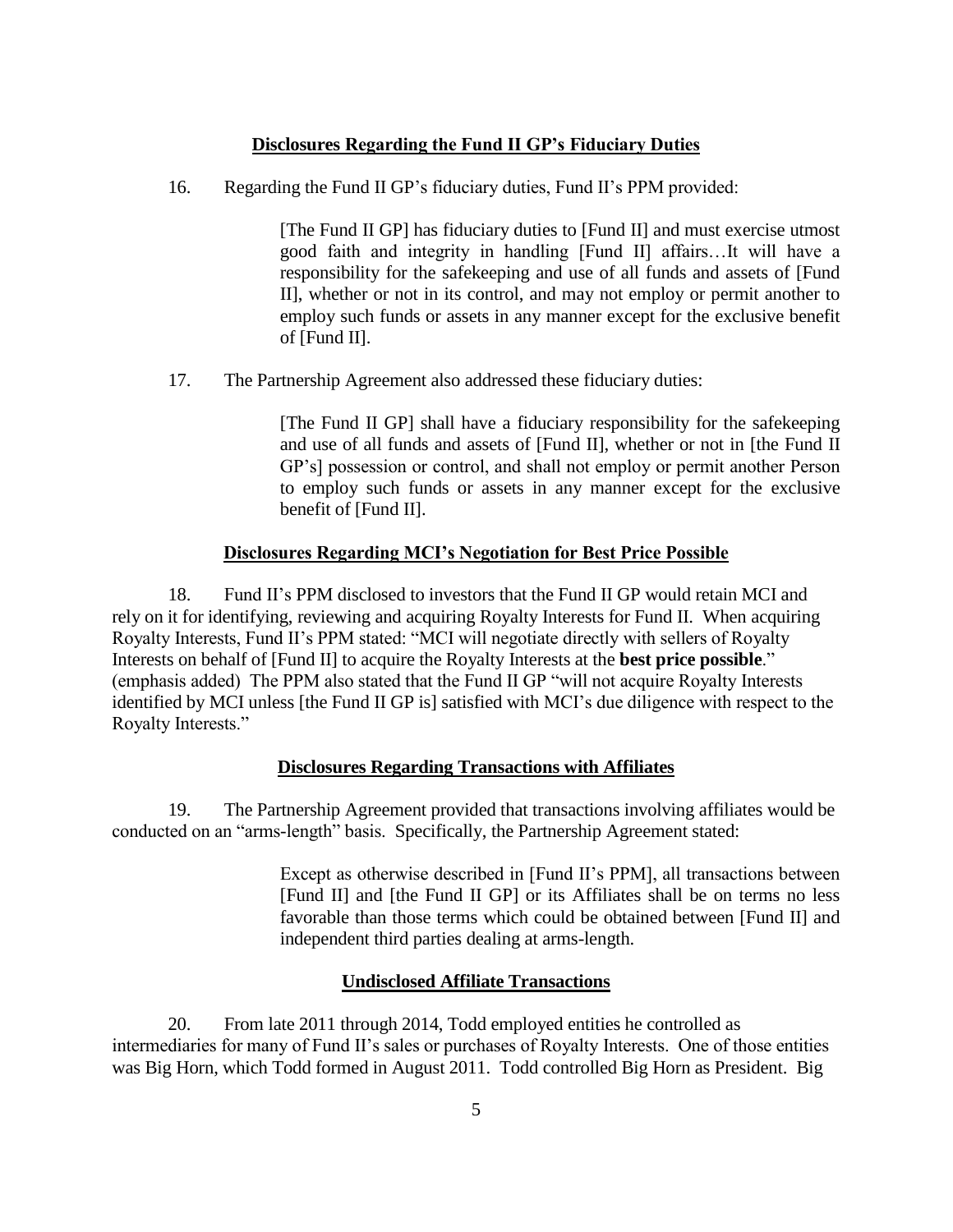**Disclosures Regarding the Fund II GP's Fiduciary Duties**

16. Regarding the Fund II GP's fiduciary duties, Fund II's PPM provided:

> [The Fund II GP] has fiduciary duties to [Fund II] and must exercise utmost good faith and integrity in handling [Fund II] affairs…It will have a responsibility for the safekeeping and use of all funds and assets of [Fund II], whether or not in its control, and may not employ or permit another to employ such funds or assets in any manner except for the exclusive benefit of [Fund II].

17. The Partnership Agreement also addressed these fiduciary duties:

> [The Fund II GP] shall have a fiduciary responsibility for the safekeeping and use of all funds and assets of [Fund II], whether or not in [the Fund II GP's] possession or control, and shall not employ or permit another Person to employ such funds or assets in any manner except for the exclusive benefit of [Fund II].

**Disclosures Regarding MCI's Negotiation for Best Price Possible**

18. Fund II's PPM disclosed to investors that the Fund II GP would retain MCI and rely on it for identifying, reviewing and acquiring Royalty Interests for Fund II. When acquiring Royalty Interests, Fund II's PPM stated: "MCI will negotiate directly with sellers of Royalty Interests on behalf of [Fund II] to acquire the Royalty Interests at the **best price possible**." (emphasis added) The PPM also stated that the Fund II GP "will not acquire Royalty Interests identified by MCI unless [the Fund II GP is] satisfied with MCI's due diligence with respect to the Royalty Interests."

**Disclosures Regarding Transactions with Affiliates**

19. The Partnership Agreement provided that transactions involving affiliates would be conducted on an "arms-length" basis. Specifically, the Partnership Agreement stated:

> Except as otherwise described in [Fund II's PPM], all transactions between [Fund II] and [the Fund II GP] or its Affiliates shall be on terms no less favorable than those terms which could be obtained between [Fund II] and independent third parties dealing at arms-length.

**Undisclosed Affiliate Transactions**

20. From late 2011 through 2014, Todd employed entities he controlled as intermediaries for many of Fund II's sales or purchases of Royalty Interests. One of those entities was Big Horn, which Todd formed in August 2011. Todd controlled Big Horn as President. Big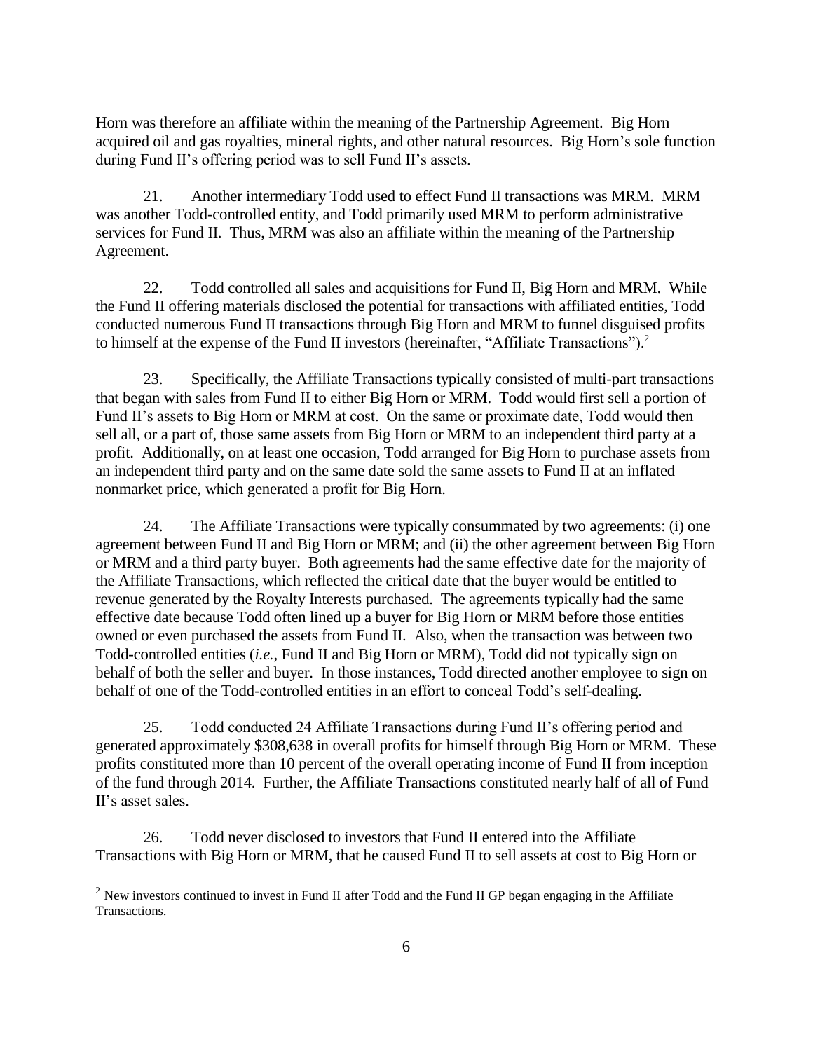Horn was therefore an affiliate within the meaning of the Partnership Agreement. Big Horn acquired oil and gas royalties, mineral rights, and other natural resources. Big Horn's sole function during Fund II's offering period was to sell Fund II's assets.

21. Another intermediary Todd used to effect Fund II transactions was MRM. MRM was another Todd-controlled entity, and Todd primarily used MRM to perform administrative services for Fund II. Thus, MRM was also an affiliate within the meaning of the Partnership Agreement.

22. Todd controlled all sales and acquisitions for Fund II, Big Horn and MRM. While the Fund II offering materials disclosed the potential for transactions with affiliated entities, Todd conducted numerous Fund II transactions through Big Horn and MRM to funnel disguised profits to himself at the expense of the Fund II investors (hereinafter, "Affiliate Transactions").[2]

23. Specifically, the Affiliate Transactions typically consisted of multi-part transactions that began with sales from Fund II to either Big Horn or MRM. Todd would first sell a portion of Fund II's assets to Big Horn or MRM at cost. On the same or proximate date, Todd would then sell all, or a part of, those same assets from Big Horn or MRM to an independent third party at a profit. Additionally, on at least one occasion, Todd arranged for Big Horn to purchase assets from an independent third party and on the same date sold the same assets to Fund II at an inflated nonmarket price, which generated a profit for Big Horn.

24. The Affiliate Transactions were typically consummated by two agreements: (i) one agreement between Fund II and Big Horn or MRM; and (ii) the other agreement between Big Horn or MRM and a third party buyer. Both agreements had the same effective date for the majority of the Affiliate Transactions, which reflected the critical date that the buyer would be entitled to revenue generated by the Royalty Interests purchased. The agreements typically had the same effective date because Todd often lined up a buyer for Big Horn or MRM before those entities owned or even purchased the assets from Fund II. Also, when the transaction was between two Todd-controlled entities (*i.e.*, Fund II and Big Horn or MRM), Todd did not typically sign on behalf of both the seller and buyer. In those instances, Todd directed another employee to sign on behalf of one of the Todd-controlled entities in an effort to conceal Todd's self-dealing.

25. Todd conducted 24 Affiliate Transactions during Fund II's offering period and generated approximately $308,638 in overall profits for himself through Big Horn or MRM. These profits constituted more than 10 percent of the overall operating income of Fund II from inception of the fund through 2014. Further, the Affiliate Transactions constituted nearly half of all of Fund II's asset sales.

26. Todd never disclosed to investors that Fund II entered into the Affiliate Transactions with Big Horn or MRM, that he caused Fund II to sell assets at cost to Big Horn or

---

[2] New investors continued to invest in Fund II after Todd and the Fund II GP began engaging in the Affiliate Transactions.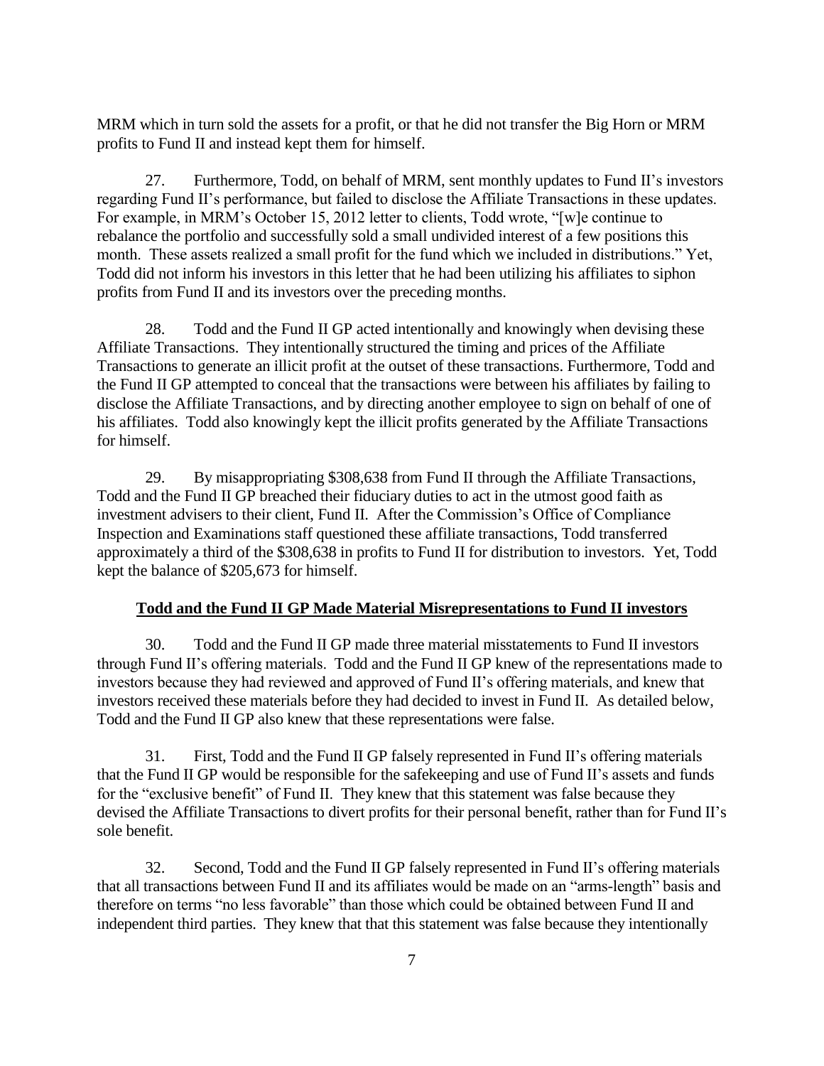MRM which in turn sold the assets for a profit, or that he did not transfer the Big Horn or MRM profits to Fund II and instead kept them for himself.

27. Furthermore, Todd, on behalf of MRM, sent monthly updates to Fund II's investors regarding Fund II's performance, but failed to disclose the Affiliate Transactions in these updates. For example, in MRM's October 15, 2012 letter to clients, Todd wrote, "[w]e continue to rebalance the portfolio and successfully sold a small undivided interest of a few positions this month. These assets realized a small profit for the fund which we included in distributions." Yet, Todd did not inform his investors in this letter that he had been utilizing his affiliates to siphon profits from Fund II and its investors over the preceding months.

28. Todd and the Fund II GP acted intentionally and knowingly when devising these Affiliate Transactions. They intentionally structured the timing and prices of the Affiliate Transactions to generate an illicit profit at the outset of these transactions. Furthermore, Todd and the Fund II GP attempted to conceal that the transactions were between his affiliates by failing to disclose the Affiliate Transactions, and by directing another employee to sign on behalf of one of his affiliates. Todd also knowingly kept the illicit profits generated by the Affiliate Transactions for himself.

29. By misappropriating $308,638 from Fund II through the Affiliate Transactions, Todd and the Fund II GP breached their fiduciary duties to act in the utmost good faith as investment advisers to their client, Fund II. After the Commission's Office of Compliance Inspection and Examinations staff questioned these affiliate transactions, Todd transferred approximately a third of the $308,638 in profits to Fund II for distribution to investors. Yet, Todd kept the balance of $205,673 for himself.

**Todd and the Fund II GP Made Material Misrepresentations to Fund II investors**

30. Todd and the Fund II GP made three material misstatements to Fund II investors through Fund II's offering materials. Todd and the Fund II GP knew of the representations made to investors because they had reviewed and approved of Fund II's offering materials, and knew that investors received these materials before they had decided to invest in Fund II. As detailed below, Todd and the Fund II GP also knew that these representations were false.

31. First, Todd and the Fund II GP falsely represented in Fund II's offering materials that the Fund II GP would be responsible for the safekeeping and use of Fund II's assets and funds for the "exclusive benefit" of Fund II. They knew that this statement was false because they devised the Affiliate Transactions to divert profits for their personal benefit, rather than for Fund II's sole benefit.

32. Second, Todd and the Fund II GP falsely represented in Fund II's offering materials that all transactions between Fund II and its affiliates would be made on an "arms-length" basis and therefore on terms "no less favorable" than those which could be obtained between Fund II and independent third parties. They knew that that this statement was false because they intentionally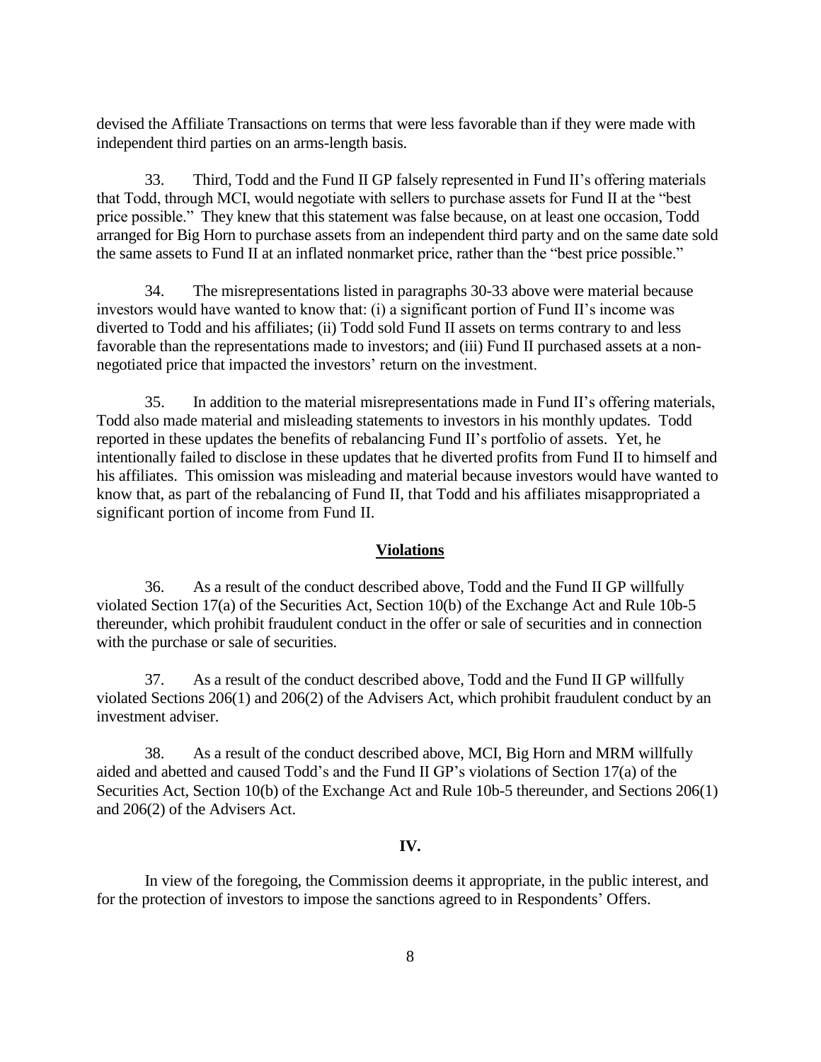devised the Affiliate Transactions on terms that were less favorable than if they were made with independent third parties on an arms-length basis.

33. Third, Todd and the Fund II GP falsely represented in Fund II's offering materials that Todd, through MCI, would negotiate with sellers to purchase assets for Fund II at the "best price possible." They knew that this statement was false because, on at least one occasion, Todd arranged for Big Horn to purchase assets from an independent third party and on the same date sold the same assets to Fund II at an inflated nonmarket price, rather than the "best price possible."

34. The misrepresentations listed in paragraphs 30-33 above were material because investors would have wanted to know that: (i) a significant portion of Fund II's income was diverted to Todd and his affiliates; (ii) Todd sold Fund II assets on terms contrary to and less favorable than the representations made to investors; and (iii) Fund II purchased assets at a non-negotiated price that impacted the investors' return on the investment.

35. In addition to the material misrepresentations made in Fund II's offering materials, Todd also made material and misleading statements to investors in his monthly updates. Todd reported in these updates the benefits of rebalancing Fund II's portfolio of assets. Yet, he intentionally failed to disclose in these updates that he diverted profits from Fund II to himself and his affiliates. This omission was misleading and material because investors would have wanted to know that, as part of the rebalancing of Fund II, that Todd and his affiliates misappropriated a significant portion of income from Fund II.

## Violations

36. As a result of the conduct described above, Todd and the Fund II GP willfully violated Section 17(a) of the Securities Act, Section 10(b) of the Exchange Act and Rule 10b-5 thereunder, which prohibit fraudulent conduct in the offer or sale of securities and in connection with the purchase or sale of securities.

37. As a result of the conduct described above, Todd and the Fund II GP willfully violated Sections 206(1) and 206(2) of the Advisers Act, which prohibit fraudulent conduct by an investment adviser.

38. As a result of the conduct described above, MCI, Big Horn and MRM willfully aided and abetted and caused Todd's and the Fund II GP's violations of Section 17(a) of the Securities Act, Section 10(b) of the Exchange Act and Rule 10b-5 thereunder, and Sections 206(1) and 206(2) of the Advisers Act.

## IV.

In view of the foregoing, the Commission deems it appropriate, in the public interest, and for the protection of investors to impose the sanctions agreed to in Respondents' Offers.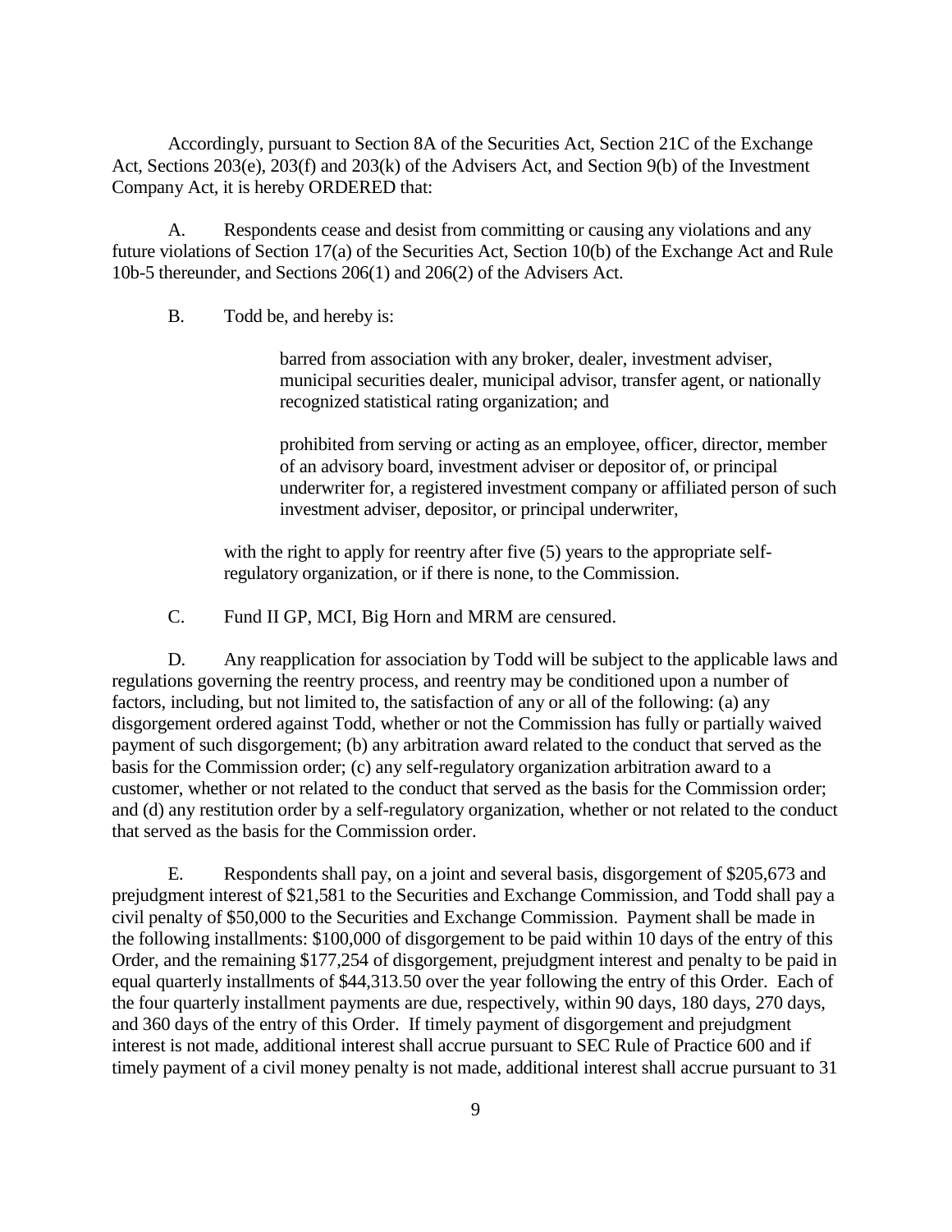Accordingly, pursuant to Section 8A of the Securities Act, Section 21C of the Exchange Act, Sections 203(e), 203(f) and 203(k) of the Advisers Act, and Section 9(b) of the Investment Company Act, it is hereby ORDERED that:

A. Respondents cease and desist from committing or causing any violations and any future violations of Section 17(a) of the Securities Act, Section 10(b) of the Exchange Act and Rule 10b-5 thereunder, and Sections 206(1) and 206(2) of the Advisers Act.

B. Todd be, and hereby is:

> barred from association with any broker, dealer, investment adviser, municipal securities dealer, municipal advisor, transfer agent, or nationally recognized statistical rating organization; and
>
> prohibited from serving or acting as an employee, officer, director, member of an advisory board, investment adviser or depositor of, or principal underwriter for, a registered investment company or affiliated person of such investment adviser, depositor, or principal underwriter,

with the right to apply for reentry after five (5) years to the appropriate self-regulatory organization, or if there is none, to the Commission.

C. Fund II GP, MCI, Big Horn and MRM are censured.

D. Any reapplication for association by Todd will be subject to the applicable laws and regulations governing the reentry process, and reentry may be conditioned upon a number of factors, including, but not limited to, the satisfaction of any or all of the following: (a) any disgorgement ordered against Todd, whether or not the Commission has fully or partially waived payment of such disgorgement; (b) any arbitration award related to the conduct that served as the basis for the Commission order; (c) any self-regulatory organization arbitration award to a customer, whether or not related to the conduct that served as the basis for the Commission order; and (d) any restitution order by a self-regulatory organization, whether or not related to the conduct that served as the basis for the Commission order.

E. Respondents shall pay, on a joint and several basis, disgorgement of $205,673 and prejudgment interest of $21,581 to the Securities and Exchange Commission, and Todd shall pay a civil penalty of $50,000 to the Securities and Exchange Commission. Payment shall be made in the following installments: $100,000 of disgorgement to be paid within 10 days of the entry of this Order, and the remaining $177,254 of disgorgement, prejudgment interest and penalty to be paid in equal quarterly installments of $44,313.50 over the year following the entry of this Order. Each of the four quarterly installment payments are due, respectively, within 90 days, 180 days, 270 days, and 360 days of the entry of this Order. If timely payment of disgorgement and prejudgment interest is not made, additional interest shall accrue pursuant to SEC Rule of Practice 600 and if timely payment of a civil money penalty is not made, additional interest shall accrue pursuant to 31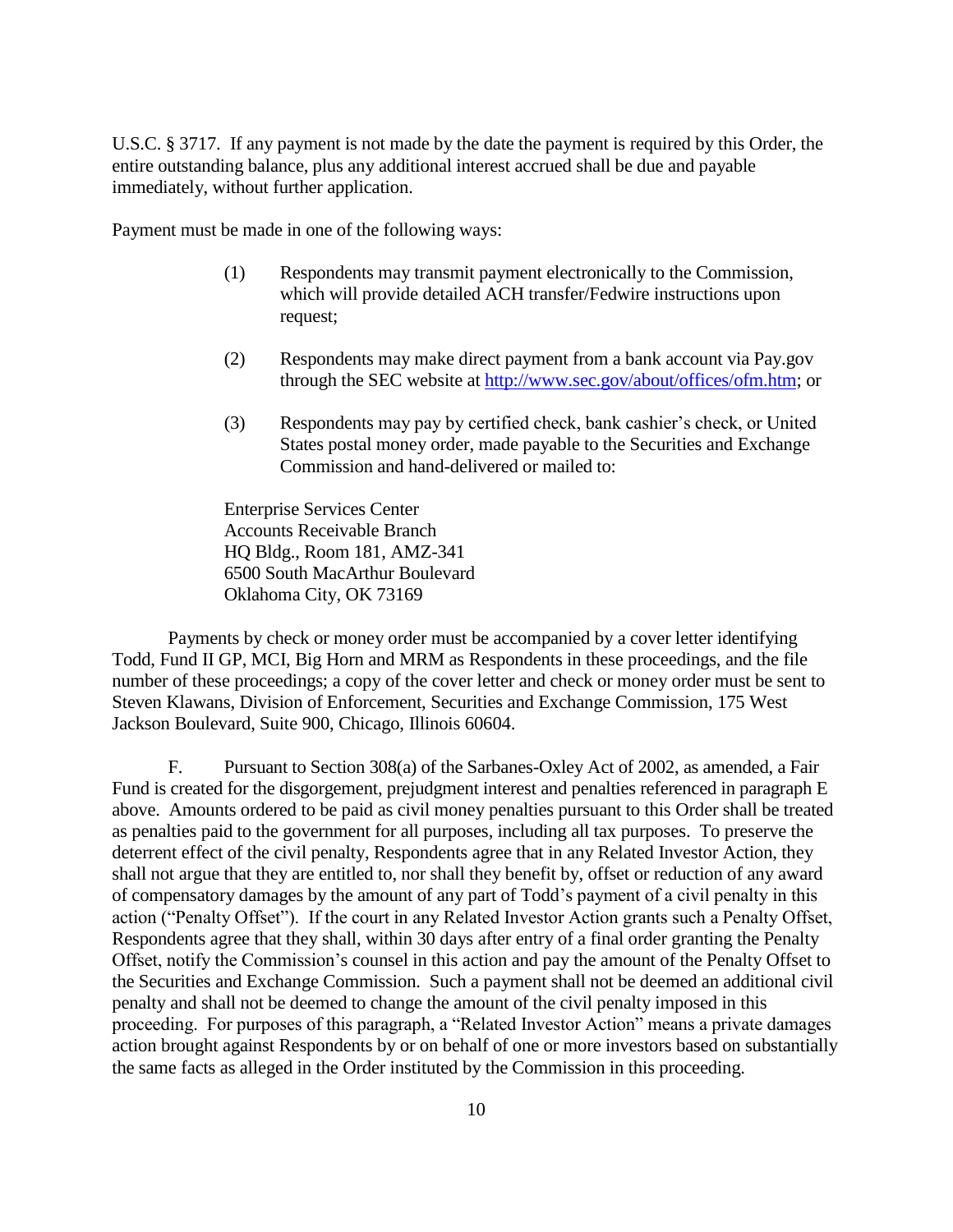U.S.C. § 3717. If any payment is not made by the date the payment is required by this Order, the entire outstanding balance, plus any additional interest accrued shall be due and payable immediately, without further application.

Payment must be made in one of the following ways:

(1) Respondents may transmit payment electronically to the Commission, which will provide detailed ACH transfer/Fedwire instructions upon request;

(2) Respondents may make direct payment from a bank account via Pay.gov through the SEC website at http://www.sec.gov/about/offices/ofm.htm; or

(3) Respondents may pay by certified check, bank cashier's check, or United States postal money order, made payable to the Securities and Exchange Commission and hand-delivered or mailed to:

Enterprise Services Center
Accounts Receivable Branch
HQ Bldg., Room 181, AMZ-341
6500 South MacArthur Boulevard
Oklahoma City, OK 73169

Payments by check or money order must be accompanied by a cover letter identifying Todd, Fund II GP, MCI, Big Horn and MRM as Respondents in these proceedings, and the file number of these proceedings; a copy of the cover letter and check or money order must be sent to Steven Klawans, Division of Enforcement, Securities and Exchange Commission, 175 West Jackson Boulevard, Suite 900, Chicago, Illinois 60604.

F. Pursuant to Section 308(a) of the Sarbanes-Oxley Act of 2002, as amended, a Fair Fund is created for the disgorgement, prejudgment interest and penalties referenced in paragraph E above. Amounts ordered to be paid as civil money penalties pursuant to this Order shall be treated as penalties paid to the government for all purposes, including all tax purposes. To preserve the deterrent effect of the civil penalty, Respondents agree that in any Related Investor Action, they shall not argue that they are entitled to, nor shall they benefit by, offset or reduction of any award of compensatory damages by the amount of any part of Todd's payment of a civil penalty in this action ("Penalty Offset"). If the court in any Related Investor Action grants such a Penalty Offset, Respondents agree that they shall, within 30 days after entry of a final order granting the Penalty Offset, notify the Commission's counsel in this action and pay the amount of the Penalty Offset to the Securities and Exchange Commission. Such a payment shall not be deemed an additional civil penalty and shall not be deemed to change the amount of the civil penalty imposed in this proceeding. For purposes of this paragraph, a "Related Investor Action" means a private damages action brought against Respondents by or on behalf of one or more investors based on substantially the same facts as alleged in the Order instituted by the Commission in this proceeding.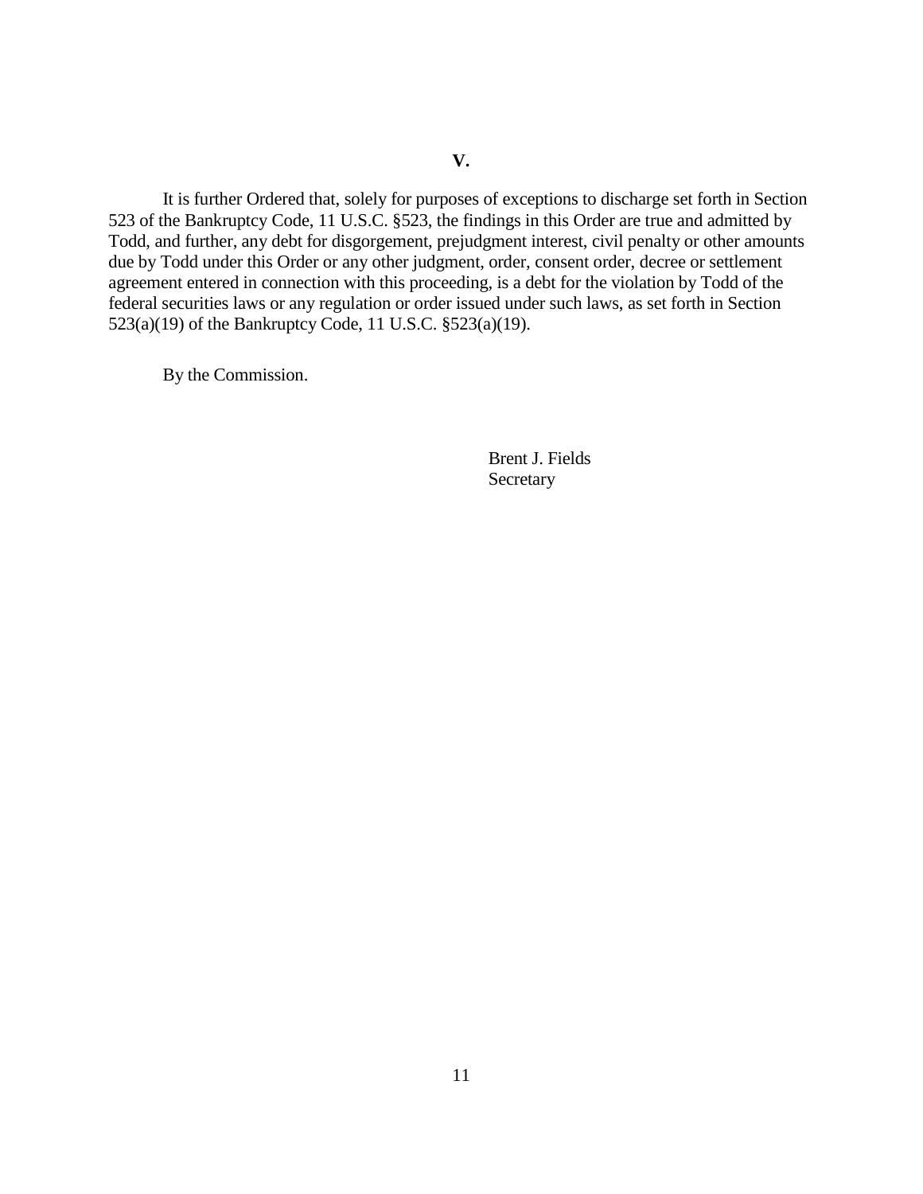## V.

It is further Ordered that, solely for purposes of exceptions to discharge set forth in Section 523 of the Bankruptcy Code, 11 U.S.C. §523, the findings in this Order are true and admitted by Todd, and further, any debt for disgorgement, prejudgment interest, civil penalty or other amounts due by Todd under this Order or any other judgment, order, consent order, decree or settlement agreement entered in connection with this proceeding, is a debt for the violation by Todd of the federal securities laws or any regulation or order issued under such laws, as set forth in Section 523(a)(19) of the Bankruptcy Code, 11 U.S.C. §523(a)(19).

By the Commission.

Brent J. Fields
Secretary